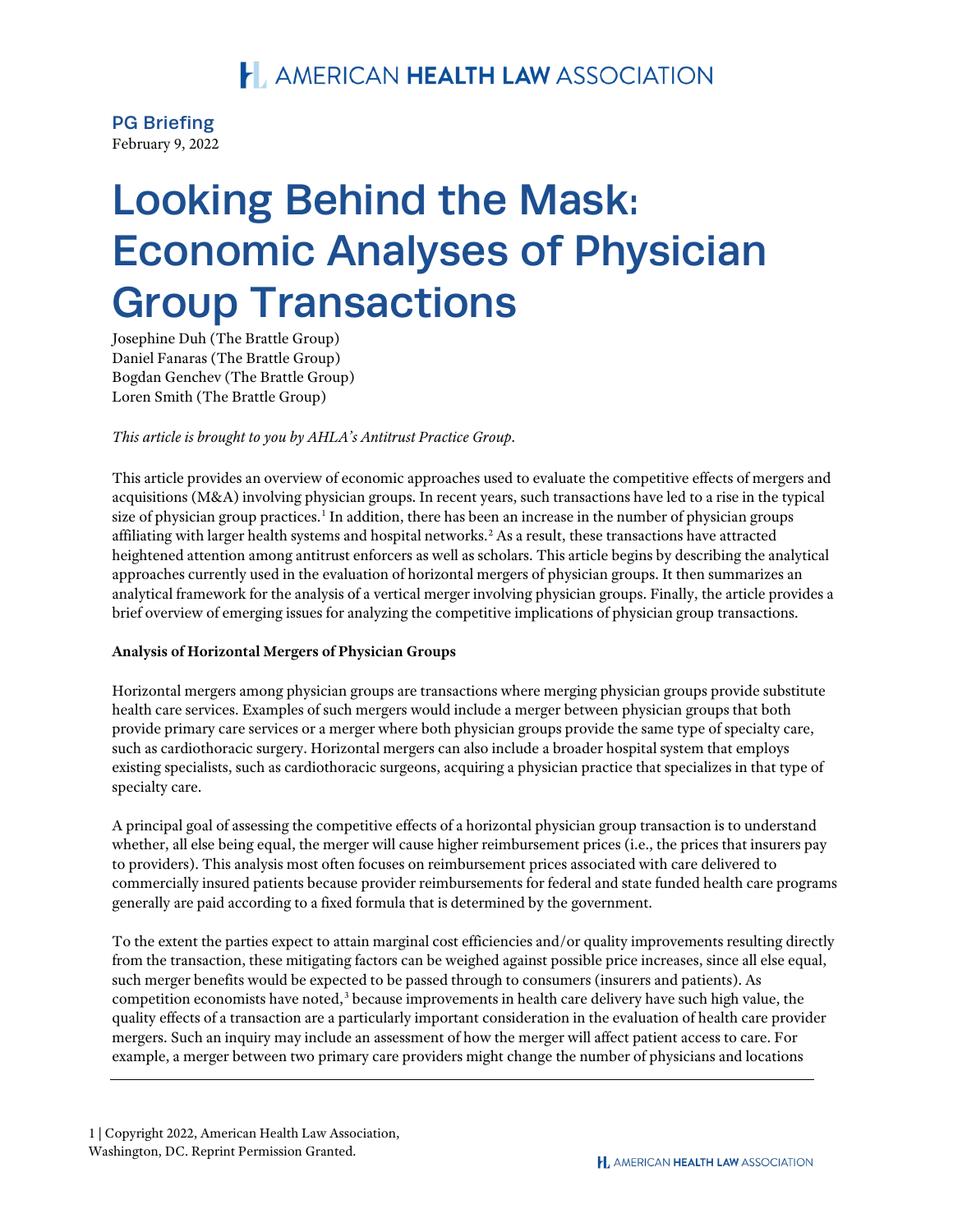# AMERICAN HEALTH LAW ASSOCIATION

**PG Briefing**
February 9, 2022

# Looking Behind the Mask: Economic Analyses of Physician Group Transactions

Josephine Duh (The Brattle Group)
Daniel Fanaras (The Brattle Group)
Bogdan Genchev (The Brattle Group)
Loren Smith (The Brattle Group)

*This article is brought to you by AHLA's Antitrust Practice Group.*

This article provides an overview of economic approaches used to evaluate the competitive effects of mergers and acquisitions (M&A) involving physician groups. In recent years, such transactions have led to a rise in the typical size of physician group practices.[1] In addition, there has been an increase in the number of physician groups affiliating with larger health systems and hospital networks.[2] As a result, these transactions have attracted heightened attention among antitrust enforcers as well as scholars. This article begins by describing the analytical approaches currently used in the evaluation of horizontal mergers of physician groups. It then summarizes an analytical framework for the analysis of a vertical merger involving physician groups. Finally, the article provides a brief overview of emerging issues for analyzing the competitive implications of physician group transactions.

**Analysis of Horizontal Mergers of Physician Groups**

Horizontal mergers among physician groups are transactions where merging physician groups provide substitute health care services. Examples of such mergers would include a merger between physician groups that both provide primary care services or a merger where both physician groups provide the same type of specialty care, such as cardiothoracic surgery. Horizontal mergers can also include a broader hospital system that employs existing specialists, such as cardiothoracic surgeons, acquiring a physician practice that specializes in that type of specialty care.

A principal goal of assessing the competitive effects of a horizontal physician group transaction is to understand whether, all else being equal, the merger will cause higher reimbursement prices (i.e., the prices that insurers pay to providers). This analysis most often focuses on reimbursement prices associated with care delivered to commercially insured patients because provider reimbursements for federal and state funded health care programs generally are paid according to a fixed formula that is determined by the government.

To the extent the parties expect to attain marginal cost efficiencies and/or quality improvements resulting directly from the transaction, these mitigating factors can be weighed against possible price increases, since all else equal, such merger benefits would be expected to be passed through to consumers (insurers and patients). As competition economists have noted,[3] because improvements in health care delivery have such high value, the quality effects of a transaction are a particularly important consideration in the evaluation of health care provider mergers. Such an inquiry may include an assessment of how the merger will affect patient access to care. For example, a merger between two primary care providers might change the number of physicians and locations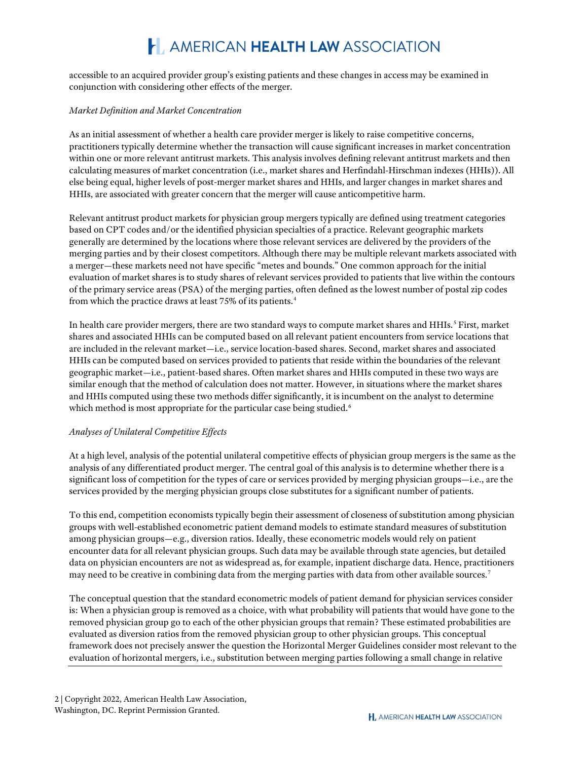accessible to an acquired provider group's existing patients and these changes in access may be examined in conjunction with considering other effects of the merger.

*Market Definition and Market Concentration*

As an initial assessment of whether a health care provider merger is likely to raise competitive concerns, practitioners typically determine whether the transaction will cause significant increases in market concentration within one or more relevant antitrust markets. This analysis involves defining relevant antitrust markets and then calculating measures of market concentration (i.e., market shares and Herfindahl-Hirschman indexes (HHIs)). All else being equal, higher levels of post-merger market shares and HHIs, and larger changes in market shares and HHIs, are associated with greater concern that the merger will cause anticompetitive harm.

Relevant antitrust product markets for physician group mergers typically are defined using treatment categories based on CPT codes and/or the identified physician specialties of a practice. Relevant geographic markets generally are determined by the locations where those relevant services are delivered by the providers of the merging parties and by their closest competitors. Although there may be multiple relevant markets associated with a merger—these markets need not have specific "metes and bounds." One common approach for the initial evaluation of market shares is to study shares of relevant services provided to patients that live within the contours of the primary service areas (PSA) of the merging parties, often defined as the lowest number of postal zip codes from which the practice draws at least 75% of its patients.[4]

In health care provider mergers, there are two standard ways to compute market shares and HHIs.[5] First, market shares and associated HHIs can be computed based on all relevant patient encounters from service locations that are included in the relevant market—i.e., service location-based shares. Second, market shares and associated HHIs can be computed based on services provided to patients that reside within the boundaries of the relevant geographic market—i.e., patient-based shares. Often market shares and HHIs computed in these two ways are similar enough that the method of calculation does not matter. However, in situations where the market shares and HHIs computed using these two methods differ significantly, it is incumbent on the analyst to determine which method is most appropriate for the particular case being studied.[6]

*Analyses of Unilateral Competitive Effects*

At a high level, analysis of the potential unilateral competitive effects of physician group mergers is the same as the analysis of any differentiated product merger. The central goal of this analysis is to determine whether there is a significant loss of competition for the types of care or services provided by merging physician groups—i.e., are the services provided by the merging physician groups close substitutes for a significant number of patients.

To this end, competition economists typically begin their assessment of closeness of substitution among physician groups with well-established econometric patient demand models to estimate standard measures of substitution among physician groups—e.g., diversion ratios. Ideally, these econometric models would rely on patient encounter data for all relevant physician groups. Such data may be available through state agencies, but detailed data on physician encounters are not as widespread as, for example, inpatient discharge data. Hence, practitioners may need to be creative in combining data from the merging parties with data from other available sources.[7]

The conceptual question that the standard econometric models of patient demand for physician services consider is: When a physician group is removed as a choice, with what probability will patients that would have gone to the removed physician group go to each of the other physician groups that remain? These estimated probabilities are evaluated as diversion ratios from the removed physician group to other physician groups. This conceptual framework does not precisely answer the question the Horizontal Merger Guidelines consider most relevant to the evaluation of horizontal mergers, i.e., substitution between merging parties following a small change in relative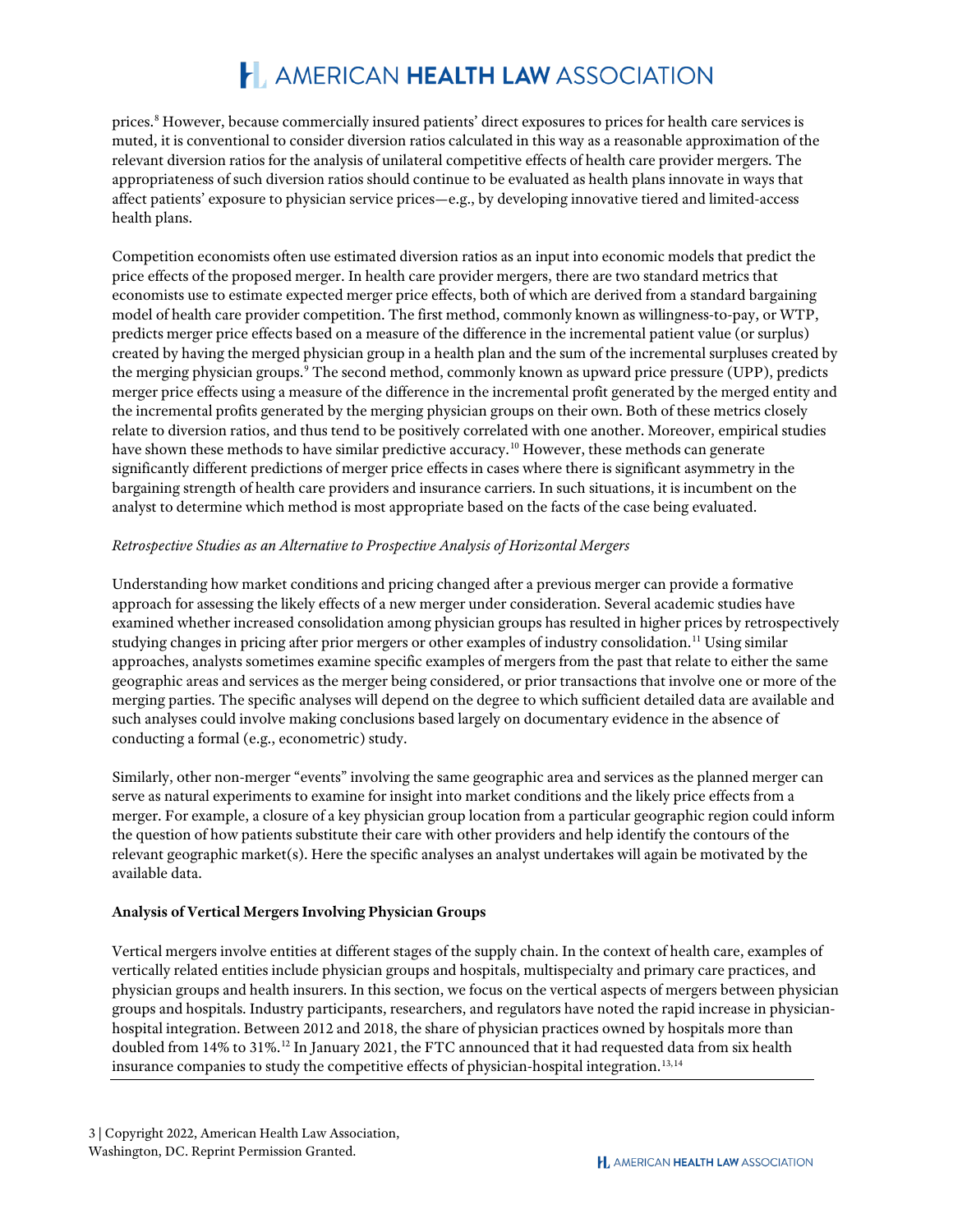prices.[8] However, because commercially insured patients' direct exposures to prices for health care services is muted, it is conventional to consider diversion ratios calculated in this way as a reasonable approximation of the relevant diversion ratios for the analysis of unilateral competitive effects of health care provider mergers. The appropriateness of such diversion ratios should continue to be evaluated as health plans innovate in ways that affect patients' exposure to physician service prices—e.g., by developing innovative tiered and limited-access health plans.

Competition economists often use estimated diversion ratios as an input into economic models that predict the price effects of the proposed merger. In health care provider mergers, there are two standard metrics that economists use to estimate expected merger price effects, both of which are derived from a standard bargaining model of health care provider competition. The first method, commonly known as willingness-to-pay, or WTP, predicts merger price effects based on a measure of the difference in the incremental patient value (or surplus) created by having the merged physician group in a health plan and the sum of the incremental surpluses created by the merging physician groups.[9] The second method, commonly known as upward price pressure (UPP), predicts merger price effects using a measure of the difference in the incremental profit generated by the merged entity and the incremental profits generated by the merging physician groups on their own. Both of these metrics closely relate to diversion ratios, and thus tend to be positively correlated with one another. Moreover, empirical studies have shown these methods to have similar predictive accuracy.[10] However, these methods can generate significantly different predictions of merger price effects in cases where there is significant asymmetry in the bargaining strength of health care providers and insurance carriers. In such situations, it is incumbent on the analyst to determine which method is most appropriate based on the facts of the case being evaluated.

*Retrospective Studies as an Alternative to Prospective Analysis of Horizontal Mergers*

Understanding how market conditions and pricing changed after a previous merger can provide a formative approach for assessing the likely effects of a new merger under consideration. Several academic studies have examined whether increased consolidation among physician groups has resulted in higher prices by retrospectively studying changes in pricing after prior mergers or other examples of industry consolidation.[11] Using similar approaches, analysts sometimes examine specific examples of mergers from the past that relate to either the same geographic areas and services as the merger being considered, or prior transactions that involve one or more of the merging parties. The specific analyses will depend on the degree to which sufficient detailed data are available and such analyses could involve making conclusions based largely on documentary evidence in the absence of conducting a formal (e.g., econometric) study.

Similarly, other non-merger "events" involving the same geographic area and services as the planned merger can serve as natural experiments to examine for insight into market conditions and the likely price effects from a merger. For example, a closure of a key physician group location from a particular geographic region could inform the question of how patients substitute their care with other providers and help identify the contours of the relevant geographic market(s). Here the specific analyses an analyst undertakes will again be motivated by the available data.

**Analysis of Vertical Mergers Involving Physician Groups**

Vertical mergers involve entities at different stages of the supply chain. In the context of health care, examples of vertically related entities include physician groups and hospitals, multispecialty and primary care practices, and physician groups and health insurers. In this section, we focus on the vertical aspects of mergers between physician groups and hospitals. Industry participants, researchers, and regulators have noted the rapid increase in physician-hospital integration. Between 2012 and 2018, the share of physician practices owned by hospitals more than doubled from 14% to 31%.[12] In January 2021, the FTC announced that it had requested data from six health insurance companies to study the competitive effects of physician-hospital integration.[13,14]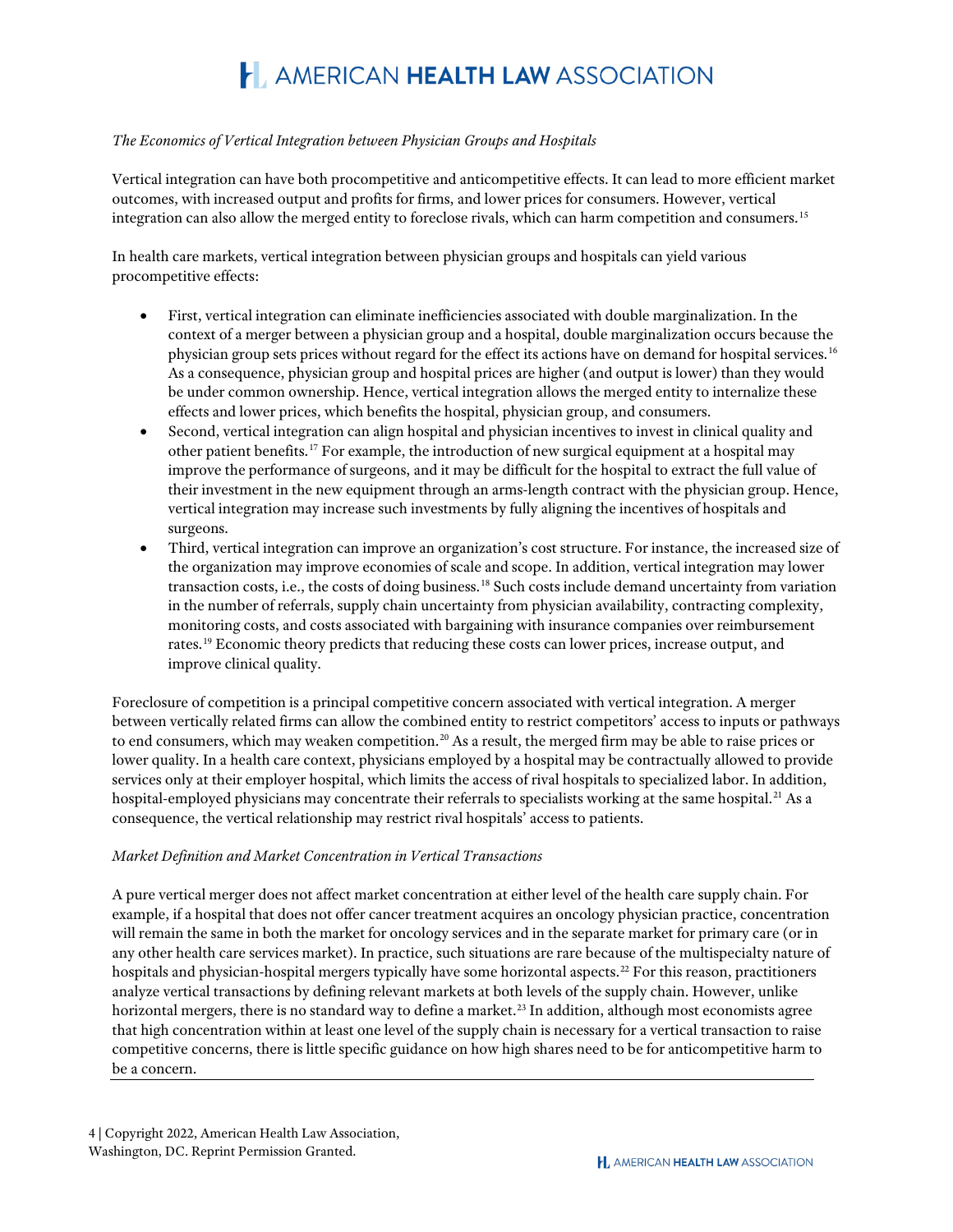*The Economics of Vertical Integration between Physician Groups and Hospitals*

Vertical integration can have both procompetitive and anticompetitive effects. It can lead to more efficient market outcomes, with increased output and profits for firms, and lower prices for consumers. However, vertical integration can also allow the merged entity to foreclose rivals, which can harm competition and consumers.[15]

In health care markets, vertical integration between physician groups and hospitals can yield various procompetitive effects:

- First, vertical integration can eliminate inefficiencies associated with double marginalization. In the context of a merger between a physician group and a hospital, double marginalization occurs because the physician group sets prices without regard for the effect its actions have on demand for hospital services.[16] As a consequence, physician group and hospital prices are higher (and output is lower) than they would be under common ownership. Hence, vertical integration allows the merged entity to internalize these effects and lower prices, which benefits the hospital, physician group, and consumers.
- Second, vertical integration can align hospital and physician incentives to invest in clinical quality and other patient benefits.[17] For example, the introduction of new surgical equipment at a hospital may improve the performance of surgeons, and it may be difficult for the hospital to extract the full value of their investment in the new equipment through an arms-length contract with the physician group. Hence, vertical integration may increase such investments by fully aligning the incentives of hospitals and surgeons.
- Third, vertical integration can improve an organization's cost structure. For instance, the increased size of the organization may improve economies of scale and scope. In addition, vertical integration may lower transaction costs, i.e., the costs of doing business.[18] Such costs include demand uncertainty from variation in the number of referrals, supply chain uncertainty from physician availability, contracting complexity, monitoring costs, and costs associated with bargaining with insurance companies over reimbursement rates.[19] Economic theory predicts that reducing these costs can lower prices, increase output, and improve clinical quality.

Foreclosure of competition is a principal competitive concern associated with vertical integration. A merger between vertically related firms can allow the combined entity to restrict competitors' access to inputs or pathways to end consumers, which may weaken competition.[20] As a result, the merged firm may be able to raise prices or lower quality. In a health care context, physicians employed by a hospital may be contractually allowed to provide services only at their employer hospital, which limits the access of rival hospitals to specialized labor. In addition, hospital-employed physicians may concentrate their referrals to specialists working at the same hospital.[21] As a consequence, the vertical relationship may restrict rival hospitals' access to patients.

*Market Definition and Market Concentration in Vertical Transactions*

A pure vertical merger does not affect market concentration at either level of the health care supply chain. For example, if a hospital that does not offer cancer treatment acquires an oncology physician practice, concentration will remain the same in both the market for oncology services and in the separate market for primary care (or in any other health care services market). In practice, such situations are rare because of the multispecialty nature of hospitals and physician-hospital mergers typically have some horizontal aspects.[22] For this reason, practitioners analyze vertical transactions by defining relevant markets at both levels of the supply chain. However, unlike horizontal mergers, there is no standard way to define a market.[23] In addition, although most economists agree that high concentration within at least one level of the supply chain is necessary for a vertical transaction to raise competitive concerns, there is little specific guidance on how high shares need to be for anticompetitive harm to be a concern.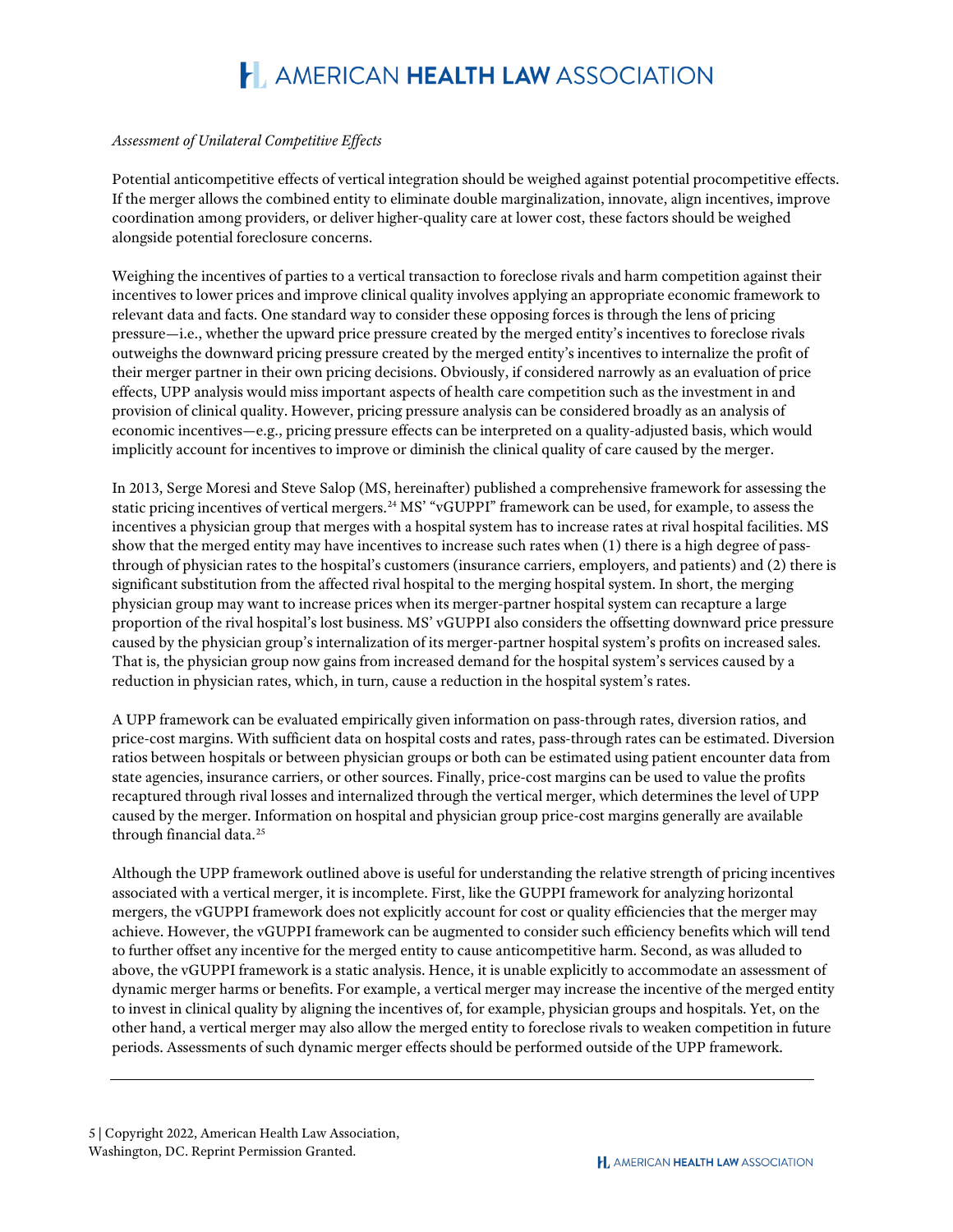*Assessment of Unilateral Competitive Effects*

Potential anticompetitive effects of vertical integration should be weighed against potential procompetitive effects. If the merger allows the combined entity to eliminate double marginalization, innovate, align incentives, improve coordination among providers, or deliver higher-quality care at lower cost, these factors should be weighed alongside potential foreclosure concerns.

Weighing the incentives of parties to a vertical transaction to foreclose rivals and harm competition against their incentives to lower prices and improve clinical quality involves applying an appropriate economic framework to relevant data and facts. One standard way to consider these opposing forces is through the lens of pricing pressure—i.e., whether the upward price pressure created by the merged entity's incentives to foreclose rivals outweighs the downward pricing pressure created by the merged entity's incentives to internalize the profit of their merger partner in their own pricing decisions. Obviously, if considered narrowly as an evaluation of price effects, UPP analysis would miss important aspects of health care competition such as the investment in and provision of clinical quality. However, pricing pressure analysis can be considered broadly as an analysis of economic incentives—e.g., pricing pressure effects can be interpreted on a quality-adjusted basis, which would implicitly account for incentives to improve or diminish the clinical quality of care caused by the merger.

In 2013, Serge Moresi and Steve Salop (MS, hereinafter) published a comprehensive framework for assessing the static pricing incentives of vertical mergers.[24] MS' "vGUPPI" framework can be used, for example, to assess the incentives a physician group that merges with a hospital system has to increase rates at rival hospital facilities. MS show that the merged entity may have incentives to increase such rates when (1) there is a high degree of pass-through of physician rates to the hospital's customers (insurance carriers, employers, and patients) and (2) there is significant substitution from the affected rival hospital to the merging hospital system. In short, the merging physician group may want to increase prices when its merger-partner hospital system can recapture a large proportion of the rival hospital's lost business. MS' vGUPPI also considers the offsetting downward price pressure caused by the physician group's internalization of its merger-partner hospital system's profits on increased sales. That is, the physician group now gains from increased demand for the hospital system's services caused by a reduction in physician rates, which, in turn, cause a reduction in the hospital system's rates.

A UPP framework can be evaluated empirically given information on pass-through rates, diversion ratios, and price-cost margins. With sufficient data on hospital costs and rates, pass-through rates can be estimated. Diversion ratios between hospitals or between physician groups or both can be estimated using patient encounter data from state agencies, insurance carriers, or other sources. Finally, price-cost margins can be used to value the profits recaptured through rival losses and internalized through the vertical merger, which determines the level of UPP caused by the merger. Information on hospital and physician group price-cost margins generally are available through financial data.[25]

Although the UPP framework outlined above is useful for understanding the relative strength of pricing incentives associated with a vertical merger, it is incomplete. First, like the GUPPI framework for analyzing horizontal mergers, the vGUPPI framework does not explicitly account for cost or quality efficiencies that the merger may achieve. However, the vGUPPI framework can be augmented to consider such efficiency benefits which will tend to further offset any incentive for the merged entity to cause anticompetitive harm. Second, as was alluded to above, the vGUPPI framework is a static analysis. Hence, it is unable explicitly to accommodate an assessment of dynamic merger harms or benefits. For example, a vertical merger may increase the incentive of the merged entity to invest in clinical quality by aligning the incentives of, for example, physician groups and hospitals. Yet, on the other hand, a vertical merger may also allow the merged entity to foreclose rivals to weaken competition in future periods. Assessments of such dynamic merger effects should be performed outside of the UPP framework.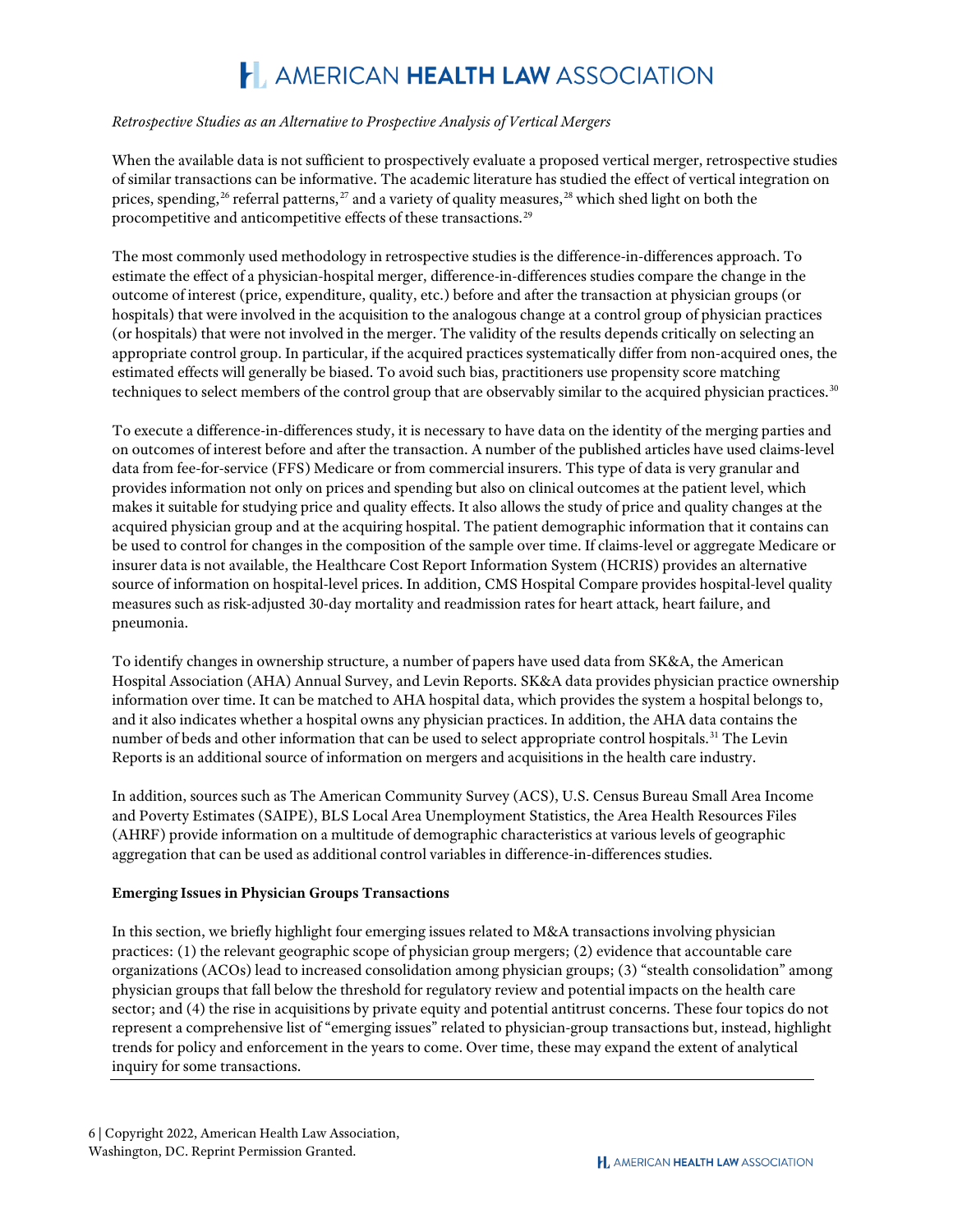*Retrospective Studies as an Alternative to Prospective Analysis of Vertical Mergers*

When the available data is not sufficient to prospectively evaluate a proposed vertical merger, retrospective studies of similar transactions can be informative. The academic literature has studied the effect of vertical integration on prices, spending,[26] referral patterns,[27] and a variety of quality measures,[28] which shed light on both the procompetitive and anticompetitive effects of these transactions.[29]

The most commonly used methodology in retrospective studies is the difference-in-differences approach. To estimate the effect of a physician-hospital merger, difference-in-differences studies compare the change in the outcome of interest (price, expenditure, quality, etc.) before and after the transaction at physician groups (or hospitals) that were involved in the acquisition to the analogous change at a control group of physician practices (or hospitals) that were not involved in the merger. The validity of the results depends critically on selecting an appropriate control group. In particular, if the acquired practices systematically differ from non-acquired ones, the estimated effects will generally be biased. To avoid such bias, practitioners use propensity score matching techniques to select members of the control group that are observably similar to the acquired physician practices.[30]

To execute a difference-in-differences study, it is necessary to have data on the identity of the merging parties and on outcomes of interest before and after the transaction. A number of the published articles have used claims-level data from fee-for-service (FFS) Medicare or from commercial insurers. This type of data is very granular and provides information not only on prices and spending but also on clinical outcomes at the patient level, which makes it suitable for studying price and quality effects. It also allows the study of price and quality changes at the acquired physician group and at the acquiring hospital. The patient demographic information that it contains can be used to control for changes in the composition of the sample over time. If claims-level or aggregate Medicare or insurer data is not available, the Healthcare Cost Report Information System (HCRIS) provides an alternative source of information on hospital-level prices. In addition, CMS Hospital Compare provides hospital-level quality measures such as risk-adjusted 30-day mortality and readmission rates for heart attack, heart failure, and pneumonia.

To identify changes in ownership structure, a number of papers have used data from SK&A, the American Hospital Association (AHA) Annual Survey, and Levin Reports. SK&A data provides physician practice ownership information over time. It can be matched to AHA hospital data, which provides the system a hospital belongs to, and it also indicates whether a hospital owns any physician practices. In addition, the AHA data contains the number of beds and other information that can be used to select appropriate control hospitals.[31] The Levin Reports is an additional source of information on mergers and acquisitions in the health care industry.

In addition, sources such as The American Community Survey (ACS), U.S. Census Bureau Small Area Income and Poverty Estimates (SAIPE), BLS Local Area Unemployment Statistics, the Area Health Resources Files (AHRF) provide information on a multitude of demographic characteristics at various levels of geographic aggregation that can be used as additional control variables in difference-in-differences studies.

**Emerging Issues in Physician Groups Transactions**

In this section, we briefly highlight four emerging issues related to M&A transactions involving physician practices: (1) the relevant geographic scope of physician group mergers; (2) evidence that accountable care organizations (ACOs) lead to increased consolidation among physician groups; (3) "stealth consolidation" among physician groups that fall below the threshold for regulatory review and potential impacts on the health care sector; and (4) the rise in acquisitions by private equity and potential antitrust concerns. These four topics do not represent a comprehensive list of "emerging issues" related to physician-group transactions but, instead, highlight trends for policy and enforcement in the years to come. Over time, these may expand the extent of analytical inquiry for some transactions.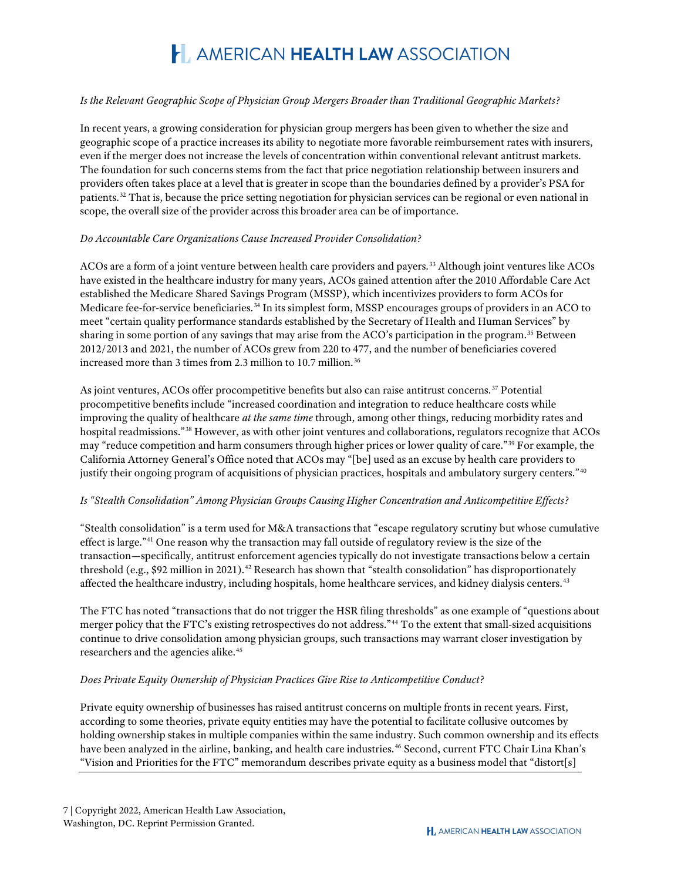*Is the Relevant Geographic Scope of Physician Group Mergers Broader than Traditional Geographic Markets?*

In recent years, a growing consideration for physician group mergers has been given to whether the size and geographic scope of a practice increases its ability to negotiate more favorable reimbursement rates with insurers, even if the merger does not increase the levels of concentration within conventional relevant antitrust markets. The foundation for such concerns stems from the fact that price negotiation relationship between insurers and providers often takes place at a level that is greater in scope than the boundaries defined by a provider's PSA for patients.[32] That is, because the price setting negotiation for physician services can be regional or even national in scope, the overall size of the provider across this broader area can be of importance.

*Do Accountable Care Organizations Cause Increased Provider Consolidation?*

ACOs are a form of a joint venture between health care providers and payers.[33] Although joint ventures like ACOs have existed in the healthcare industry for many years, ACOs gained attention after the 2010 Affordable Care Act established the Medicare Shared Savings Program (MSSP), which incentivizes providers to form ACOs for Medicare fee-for-service beneficiaries.[34] In its simplest form, MSSP encourages groups of providers in an ACO to meet "certain quality performance standards established by the Secretary of Health and Human Services" by sharing in some portion of any savings that may arise from the ACO's participation in the program.[35] Between 2012/2013 and 2021, the number of ACOs grew from 220 to 477, and the number of beneficiaries covered increased more than 3 times from 2.3 million to 10.7 million.[36]

As joint ventures, ACOs offer procompetitive benefits but also can raise antitrust concerns.[37] Potential procompetitive benefits include "increased coordination and integration to reduce healthcare costs while improving the quality of healthcare *at the same time* through, among other things, reducing morbidity rates and hospital readmissions."[38] However, as with other joint ventures and collaborations, regulators recognize that ACOs may "reduce competition and harm consumers through higher prices or lower quality of care."[39] For example, the California Attorney General's Office noted that ACOs may "[be] used as an excuse by health care providers to justify their ongoing program of acquisitions of physician practices, hospitals and ambulatory surgery centers."[40]

*Is "Stealth Consolidation" Among Physician Groups Causing Higher Concentration and Anticompetitive Effects?*

"Stealth consolidation" is a term used for M&A transactions that "escape regulatory scrutiny but whose cumulative effect is large."[41] One reason why the transaction may fall outside of regulatory review is the size of the transaction—specifically, antitrust enforcement agencies typically do not investigate transactions below a certain threshold (e.g., $92 million in 2021).[42] Research has shown that "stealth consolidation" has disproportionately affected the healthcare industry, including hospitals, home healthcare services, and kidney dialysis centers.[43]

The FTC has noted "transactions that do not trigger the HSR filing thresholds" as one example of "questions about merger policy that the FTC's existing retrospectives do not address."[44] To the extent that small-sized acquisitions continue to drive consolidation among physician groups, such transactions may warrant closer investigation by researchers and the agencies alike.[45]

*Does Private Equity Ownership of Physician Practices Give Rise to Anticompetitive Conduct?*

Private equity ownership of businesses has raised antitrust concerns on multiple fronts in recent years. First, according to some theories, private equity entities may have the potential to facilitate collusive outcomes by holding ownership stakes in multiple companies within the same industry. Such common ownership and its effects have been analyzed in the airline, banking, and health care industries.[46] Second, current FTC Chair Lina Khan's "Vision and Priorities for the FTC" memorandum describes private equity as a business model that "distort[s]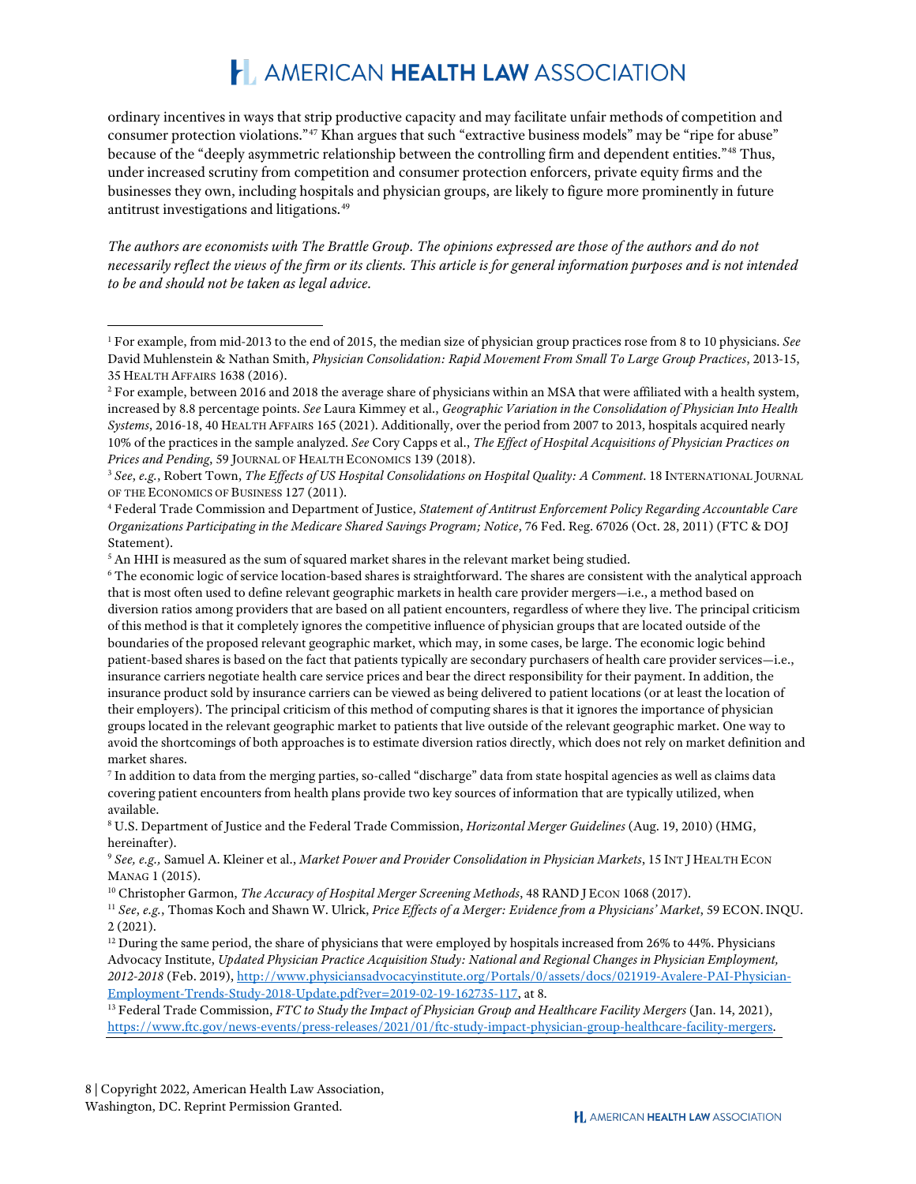ordinary incentives in ways that strip productive capacity and may facilitate unfair methods of competition and consumer protection violations."[47] Khan argues that such "extractive business models" may be "ripe for abuse" because of the "deeply asymmetric relationship between the controlling firm and dependent entities."[48] Thus, under increased scrutiny from competition and consumer protection enforcers, private equity firms and the businesses they own, including hospitals and physician groups, are likely to figure more prominently in future antitrust investigations and litigations.[49]

*The authors are economists with The Brattle Group. The opinions expressed are those of the authors and do not necessarily reflect the views of the firm or its clients. This article is for general information purposes and is not intended to be and should not be taken as legal advice.*

---

[1] For example, from mid-2013 to the end of 2015, the median size of physician group practices rose from 8 to 10 physicians. *See* David Muhlenstein & Nathan Smith, *Physician Consolidation: Rapid Movement From Small To Large Group Practices*, 2013-15, 35 HEALTH AFFAIRS 1638 (2016).

[2] For example, between 2016 and 2018 the average share of physicians within an MSA that were affiliated with a health system, increased by 8.8 percentage points. *See* Laura Kimmey et al., *Geographic Variation in the Consolidation of Physician Into Health Systems*, 2016-18, 40 HEALTH AFFAIRS 165 (2021). Additionally, over the period from 2007 to 2013, hospitals acquired nearly 10% of the practices in the sample analyzed. *See* Cory Capps et al., *The Effect of Hospital Acquisitions of Physician Practices on Prices and Pending*, 59 JOURNAL OF HEALTH ECONOMICS 139 (2018).

[3] *See, e.g.*, Robert Town, *The Effects of US Hospital Consolidations on Hospital Quality: A Comment*. 18 INTERNATIONAL JOURNAL OF THE ECONOMICS OF BUSINESS 127 (2011).

[4] Federal Trade Commission and Department of Justice, *Statement of Antitrust Enforcement Policy Regarding Accountable Care Organizations Participating in the Medicare Shared Savings Program; Notice*, 76 Fed. Reg. 67026 (Oct. 28, 2011) (FTC & DOJ Statement).

[5] An HHI is measured as the sum of squared market shares in the relevant market being studied.

[6] The economic logic of service location-based shares is straightforward. The shares are consistent with the analytical approach that is most often used to define relevant geographic markets in health care provider mergers—i.e., a method based on diversion ratios among providers that are based on all patient encounters, regardless of where they live. The principal criticism of this method is that it completely ignores the competitive influence of physician groups that are located outside of the boundaries of the proposed relevant geographic market, which may, in some cases, be large. The economic logic behind patient-based shares is based on the fact that patients typically are secondary purchasers of health care provider services—i.e., insurance carriers negotiate health care service prices and bear the direct responsibility for their payment. In addition, the insurance product sold by insurance carriers can be viewed as being delivered to patient locations (or at least the location of their employers). The principal criticism of this method of computing shares is that it ignores the importance of physician groups located in the relevant geographic market to patients that live outside of the relevant geographic market. One way to avoid the shortcomings of both approaches is to estimate diversion ratios directly, which does not rely on market definition and market shares.

[7] In addition to data from the merging parties, so-called "discharge" data from state hospital agencies as well as claims data covering patient encounters from health plans provide two key sources of information that are typically utilized, when available.

[8] U.S. Department of Justice and the Federal Trade Commission, *Horizontal Merger Guidelines* (Aug. 19, 2010) (HMG, hereinafter).

[9] *See, e.g.,* Samuel A. Kleiner et al., *Market Power and Provider Consolidation in Physician Markets*, 15 INT J HEALTH ECON MANAG 1 (2015).

[10] Christopher Garmon, *The Accuracy of Hospital Merger Screening Methods*, 48 RAND J ECON 1068 (2017).

[11] *See, e.g.*, Thomas Koch and Shawn W. Ulrick, *Price Effects of a Merger: Evidence from a Physicians' Market*, 59 ECON. INQU. 2 (2021).

[12] During the same period, the share of physicians that were employed by hospitals increased from 26% to 44%. Physicians Advocacy Institute, *Updated Physician Practice Acquisition Study: National and Regional Changes in Physician Employment, 2012-2018* (Feb. 2019), http://www.physiciansadvocacyinstitute.org/Portals/0/assets/docs/021919-Avalere-PAI-Physician-Employment-Trends-Study-2018-Update.pdf?ver=2019-02-19-162735-117, at 8.

[13] Federal Trade Commission, *FTC to Study the Impact of Physician Group and Healthcare Facility Mergers* (Jan. 14, 2021), https://www.ftc.gov/news-events/press-releases/2021/01/ftc-study-impact-physician-group-healthcare-facility-mergers.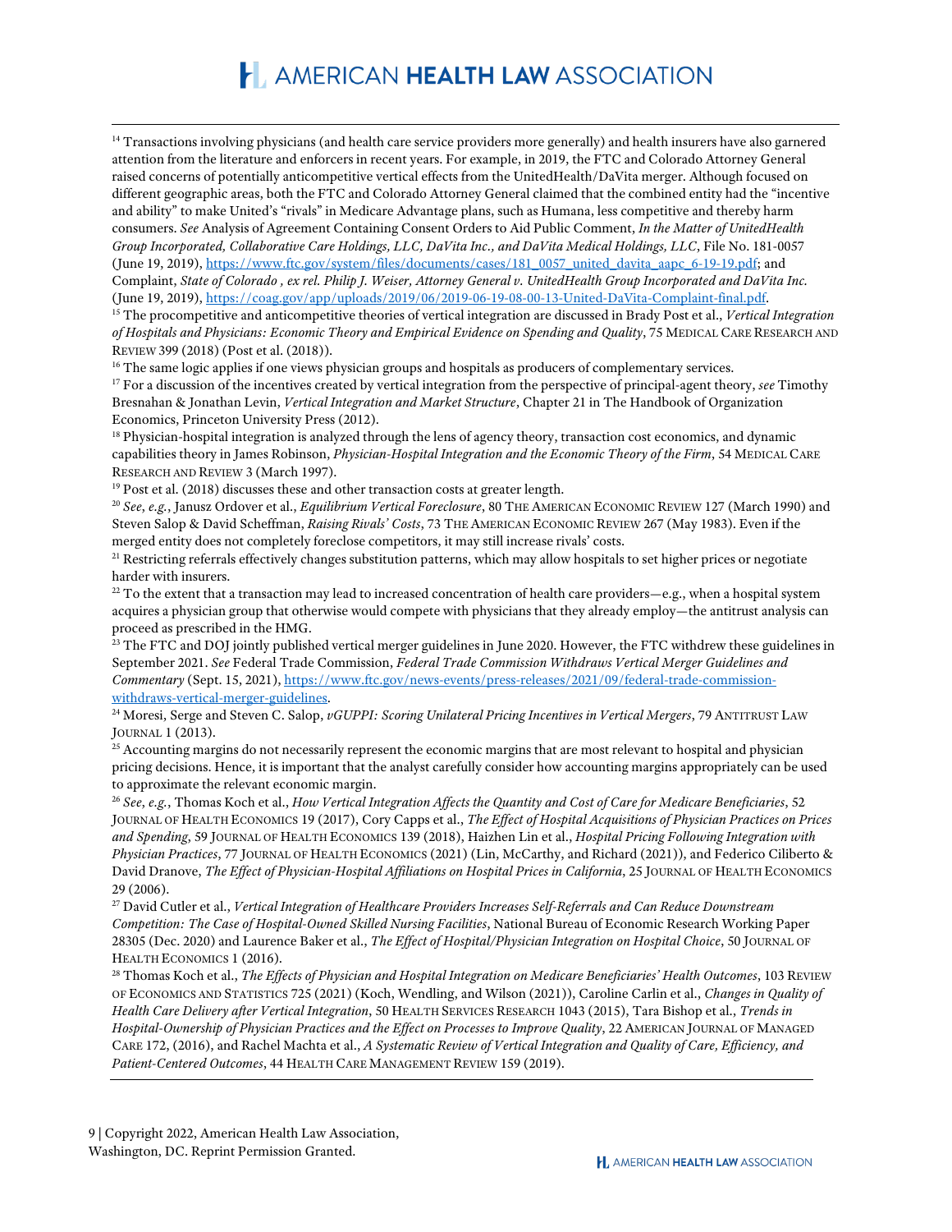[14] Transactions involving physicians (and health care service providers more generally) and health insurers have also garnered attention from the literature and enforcers in recent years. For example, in 2019, the FTC and Colorado Attorney General raised concerns of potentially anticompetitive vertical effects from the UnitedHealth/DaVita merger. Although focused on different geographic areas, both the FTC and Colorado Attorney General claimed that the combined entity had the "incentive and ability" to make United's "rivals" in Medicare Advantage plans, such as Humana, less competitive and thereby harm consumers. *See* Analysis of Agreement Containing Consent Orders to Aid Public Comment, *In the Matter of UnitedHealth Group Incorporated, Collaborative Care Holdings, LLC, DaVita Inc., and DaVita Medical Holdings, LLC*, File No. 181-0057 (June 19, 2019), https://www.ftc.gov/system/files/documents/cases/181_0057_united_davita_aapc_6-19-19.pdf; and Complaint, *State of Colorado , ex rel. Philip J. Weiser, Attorney General v. UnitedHealth Group Incorporated and DaVita Inc.* (June 19, 2019), https://coag.gov/app/uploads/2019/06/2019-06-19-08-00-13-United-DaVita-Complaint-final.pdf.

[15] The procompetitive and anticompetitive theories of vertical integration are discussed in Brady Post et al., *Vertical Integration of Hospitals and Physicians: Economic Theory and Empirical Evidence on Spending and Quality*, 75 MEDICAL CARE RESEARCH AND REVIEW 399 (2018) (Post et al. (2018)).

[16] The same logic applies if one views physician groups and hospitals as producers of complementary services.

[17] For a discussion of the incentives created by vertical integration from the perspective of principal-agent theory, *see* Timothy Bresnahan & Jonathan Levin, *Vertical Integration and Market Structure*, Chapter 21 in The Handbook of Organization Economics, Princeton University Press (2012).

[18] Physician-hospital integration is analyzed through the lens of agency theory, transaction cost economics, and dynamic capabilities theory in James Robinson, *Physician-Hospital Integration and the Economic Theory of the Firm*, 54 MEDICAL CARE RESEARCH AND REVIEW 3 (March 1997).

[19] Post et al. (2018) discusses these and other transaction costs at greater length.

[20] *See*, *e.g.*, Janusz Ordover et al., *Equilibrium Vertical Foreclosure*, 80 THE AMERICAN ECONOMIC REVIEW 127 (March 1990) and Steven Salop & David Scheffman, *Raising Rivals' Costs*, 73 THE AMERICAN ECONOMIC REVIEW 267 (May 1983). Even if the merged entity does not completely foreclose competitors, it may still increase rivals' costs.

[21] Restricting referrals effectively changes substitution patterns, which may allow hospitals to set higher prices or negotiate harder with insurers.

[22] To the extent that a transaction may lead to increased concentration of health care providers—e.g., when a hospital system acquires a physician group that otherwise would compete with physicians that they already employ—the antitrust analysis can proceed as prescribed in the HMG.

[23] The FTC and DOJ jointly published vertical merger guidelines in June 2020. However, the FTC withdrew these guidelines in September 2021. *See* Federal Trade Commission, *Federal Trade Commission Withdraws Vertical Merger Guidelines and Commentary* (Sept. 15, 2021), https://www.ftc.gov/news-events/press-releases/2021/09/federal-trade-commission-withdraws-vertical-merger-guidelines.

[24] Moresi, Serge and Steven C. Salop, *vGUPPI: Scoring Unilateral Pricing Incentives in Vertical Mergers*, 79 ANTITRUST LAW JOURNAL 1 (2013).

[25] Accounting margins do not necessarily represent the economic margins that are most relevant to hospital and physician pricing decisions. Hence, it is important that the analyst carefully consider how accounting margins appropriately can be used to approximate the relevant economic margin.

[26] *See*, *e.g.*, Thomas Koch et al., *How Vertical Integration Affects the Quantity and Cost of Care for Medicare Beneficiaries*, 52 JOURNAL OF HEALTH ECONOMICS 19 (2017), Cory Capps et al., *The Effect of Hospital Acquisitions of Physician Practices on Prices and Spending*, 59 JOURNAL OF HEALTH ECONOMICS 139 (2018), Haizhen Lin et al., *Hospital Pricing Following Integration with Physician Practices*, 77 JOURNAL OF HEALTH ECONOMICS (2021) (Lin, McCarthy, and Richard (2021)), and Federico Ciliberto & David Dranove, *The Effect of Physician-Hospital Affiliations on Hospital Prices in California*, 25 JOURNAL OF HEALTH ECONOMICS 29 (2006).

[27] David Cutler et al., *Vertical Integration of Healthcare Providers Increases Self-Referrals and Can Reduce Downstream Competition: The Case of Hospital-Owned Skilled Nursing Facilities*, National Bureau of Economic Research Working Paper 28305 (Dec. 2020) and Laurence Baker et al., *The Effect of Hospital/Physician Integration on Hospital Choice*, 50 JOURNAL OF HEALTH ECONOMICS 1 (2016).

[28] Thomas Koch et al., *The Effects of Physician and Hospital Integration on Medicare Beneficiaries' Health Outcomes*, 103 REVIEW OF ECONOMICS AND STATISTICS 725 (2021) (Koch, Wendling, and Wilson (2021)), Caroline Carlin et al., *Changes in Quality of Health Care Delivery after Vertical Integration*, 50 HEALTH SERVICES RESEARCH 1043 (2015), Tara Bishop et al., *Trends in Hospital-Ownership of Physician Practices and the Effect on Processes to Improve Quality*, 22 AMERICAN JOURNAL OF MANAGED CARE 172, (2016), and Rachel Machta et al., *A Systematic Review of Vertical Integration and Quality of Care, Efficiency, and Patient-Centered Outcomes*, 44 HEALTH CARE MANAGEMENT REVIEW 159 (2019).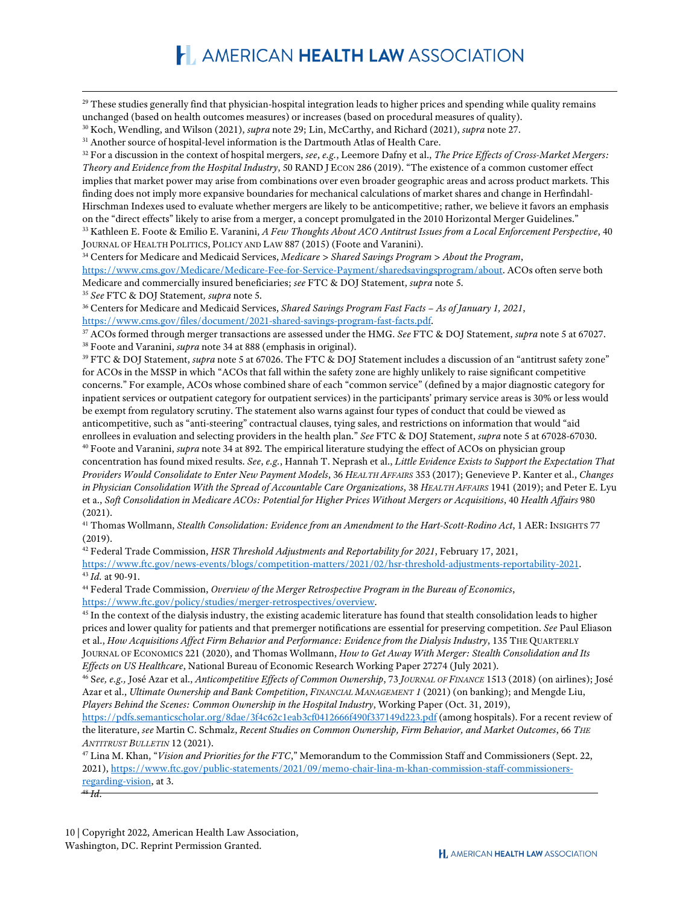[29] These studies generally find that physician-hospital integration leads to higher prices and spending while quality remains unchanged (based on health outcomes measures) or increases (based on procedural measures of quality).

[30] Koch, Wendling, and Wilson (2021), *supra* note 29; Lin, McCarthy, and Richard (2021), *supra* note 27.

[31] Another source of hospital-level information is the Dartmouth Atlas of Health Care.

[32] For a discussion in the context of hospital mergers, *see*, *e.g.*, Leemore Dafny et al., *The Price Effects of Cross-Market Mergers: Theory and Evidence from the Hospital Industry*, 50 RAND J ECON 286 (2019). "The existence of a common customer effect implies that market power may arise from combinations over even broader geographic areas and across product markets. This finding does not imply more expansive boundaries for mechanical calculations of market shares and change in Herfindahl-Hirschman Indexes used to evaluate whether mergers are likely to be anticompetitive; rather, we believe it favors an emphasis on the "direct effects" likely to arise from a merger, a concept promulgated in the 2010 Horizontal Merger Guidelines."

[33] Kathleen E. Foote & Emilio E. Varanini, *A Few Thoughts About ACO Antitrust Issues from a Local Enforcement Perspective*, 40 JOURNAL OF HEALTH POLITICS, POLICY AND LAW 887 (2015) (Foote and Varanini).

[34] Centers for Medicare and Medicaid Services, *Medicare > Shared Savings Program > About the Program*, https://www.cms.gov/Medicare/Medicare-Fee-for-Service-Payment/sharedsavingsprogram/about. ACOs often serve both Medicare and commercially insured beneficiaries; *see* FTC & DOJ Statement, *supra* note 5.

[35] *See* FTC & DOJ Statement, *supra* note 5.

[36] Centers for Medicare and Medicaid Services, *Shared Savings Program Fast Facts – As of January 1, 2021*, https://www.cms.gov/files/document/2021-shared-savings-program-fast-facts.pdf.

[37] ACOs formed through merger transactions are assessed under the HMG. *See* FTC & DOJ Statement, *supra* note 5 at 67027.

[38] Foote and Varanini, *supra* note 34 at 888 (emphasis in original).

[39] FTC & DOJ Statement, *supra* note 5 at 67026. The FTC & DOJ Statement includes a discussion of an "antitrust safety zone" for ACOs in the MSSP in which "ACOs that fall within the safety zone are highly unlikely to raise significant competitive concerns." For example, ACOs whose combined share of each "common service" (defined by a major diagnostic category for inpatient services or outpatient category for outpatient services) in the participants' primary service areas is 30% or less would be exempt from regulatory scrutiny. The statement also warns against four types of conduct that could be viewed as anticompetitive, such as "anti-steering" contractual clauses, tying sales, and restrictions on information that would "aid enrollees in evaluation and selecting providers in the health plan." *See* FTC & DOJ Statement, *supra* note 5 at 67028-67030.

[40] Foote and Varanini, *supra* note 34 at 892. The empirical literature studying the effect of ACOs on physician group concentration has found mixed results. *See*, *e.g.*, Hannah T. Neprash et al., *Little Evidence Exists to Support the Expectation That Providers Would Consolidate to Enter New Payment Models*, 36 *HEALTH AFFAIRS* 353 (2017); Genevieve P. Kanter et al., *Changes in Physician Consolidation With the Spread of Accountable Care Organizations*, 38 *HEALTH AFFAIRS* 1941 (2019); and Peter E. Lyu et a., *Soft Consolidation in Medicare ACOs: Potential for Higher Prices Without Mergers or Acquisitions*, 40 *Health Affairs* 980 (2021).

[41] Thomas Wollmann, *Stealth Consolidation: Evidence from an Amendment to the Hart-Scott-Rodino Act*, 1 AER: INSIGHTS 77 (2019).

[42] Federal Trade Commission, *HSR Threshold Adjustments and Reportability for 2021*, February 17, 2021, https://www.ftc.gov/news-events/blogs/competition-matters/2021/02/hsr-threshold-adjustments-reportability-2021.

[43] *Id.* at 90-91.

[44] Federal Trade Commission, *Overview of the Merger Retrospective Program in the Bureau of Economics*, https://www.ftc.gov/policy/studies/merger-retrospectives/overview.

[45] In the context of the dialysis industry, the existing academic literature has found that stealth consolidation leads to higher prices and lower quality for patients and that premerger notifications are essential for preserving competition. *See* Paul Eliason et al., *How Acquisitions Affect Firm Behavior and Performance: Evidence from the Dialysis Industry*, 135 THE QUARTERLY JOURNAL OF ECONOMICS 221 (2020), and Thomas Wollmann, *How to Get Away With Merger: Stealth Consolidation and Its Effects on US Healthcare*, National Bureau of Economic Research Working Paper 27274 (July 2021).

[46] S*ee, e.g.,* José Azar et al., *Anticompetitive Effects of Common Ownership*, 73 *JOURNAL OF FINANCE* 1513 (2018) (on airlines); José Azar et al., *Ultimate Ownership and Bank Competition*, *FINANCIAL MANAGEMENT 1* (2021) (on banking); and Mengde Liu, *Players Behind the Scenes: Common Ownership in the Hospital Industry*, Working Paper (Oct. 31, 2019), https://pdfs.semanticscholar.org/8dae/3f4c62c1eab3cf0412666f490f337149d223.pdf (among hospitals). For a recent review of the literature, *see* Martin C. Schmalz, *Recent Studies on Common Ownership, Firm Behavior, and Market Outcomes*, 66 *THE ANTITRUST BULLETIN* 12 (2021).

[47] Lina M. Khan, "*Vision and Priorities for the FTC*," Memorandum to the Commission Staff and Commissioners (Sept. 22, 2021), https://www.ftc.gov/public-statements/2021/09/memo-chair-lina-m-khan-commission-staff-commissioners-regarding-vision, at 3.

[48] *Id.*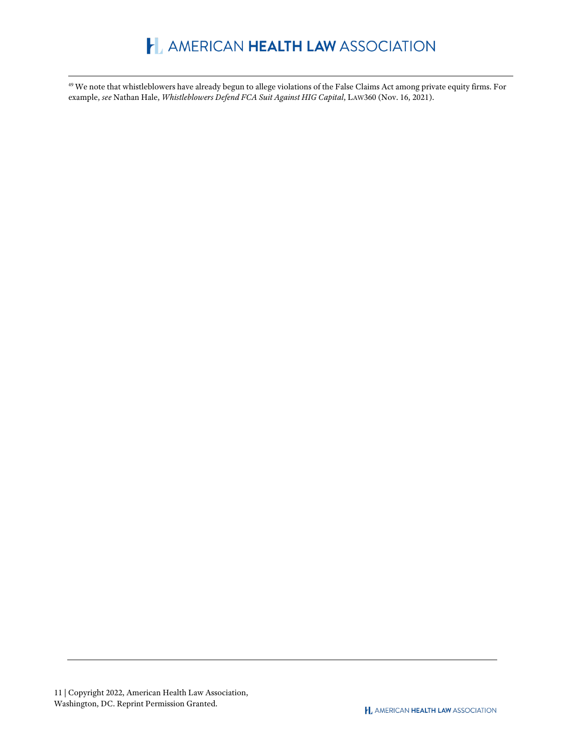[49] We note that whistleblowers have already begun to allege violations of the False Claims Act among private equity firms. For example, *see* Nathan Hale, *Whistleblowers Defend FCA Suit Against HIG Capital*, LAW360 (Nov. 16, 2021).